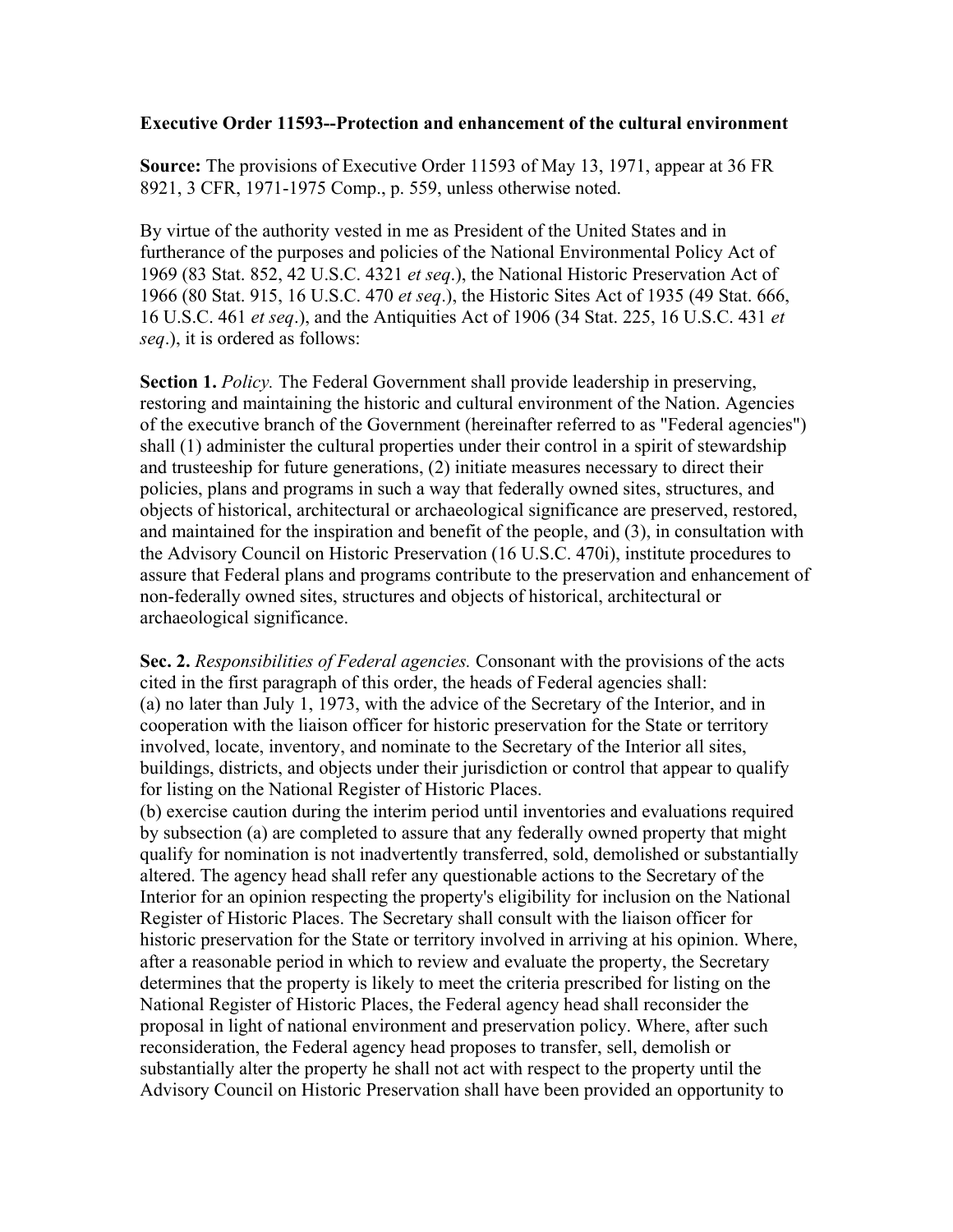**Executive Order 11593--Protection and enhancement of the cultural environment**

**Source:** The provisions of Executive Order 11593 of May 13, 1971, appear at 36 FR 8921, 3 CFR, 1971-1975 Comp., p. 559, unless otherwise noted.

By virtue of the authority vested in me as President of the United States and in furtherance of the purposes and policies of the National Environmental Policy Act of 1969 (83 Stat. 852, 42 U.S.C. 4321 *et seq*.), the National Historic Preservation Act of 1966 (80 Stat. 915, 16 U.S.C. 470 *et seq*.), the Historic Sites Act of 1935 (49 Stat. 666, 16 U.S.C. 461 *et seq*.), and the Antiquities Act of 1906 (34 Stat. 225, 16 U.S.C. 431 *et seq*.), it is ordered as follows:

**Section 1.** *Policy.* The Federal Government shall provide leadership in preserving, restoring and maintaining the historic and cultural environment of the Nation. Agencies of the executive branch of the Government (hereinafter referred to as "Federal agencies") shall (1) administer the cultural properties under their control in a spirit of stewardship and trusteeship for future generations, (2) initiate measures necessary to direct their policies, plans and programs in such a way that federally owned sites, structures, and objects of historical, architectural or archaeological significance are preserved, restored, and maintained for the inspiration and benefit of the people, and (3), in consultation with the Advisory Council on Historic Preservation (16 U.S.C. 470i), institute procedures to assure that Federal plans and programs contribute to the preservation and enhancement of non-federally owned sites, structures and objects of historical, architectural or archaeological significance.

**Sec. 2.** *Responsibilities of Federal agencies.* Consonant with the provisions of the acts cited in the first paragraph of this order, the heads of Federal agencies shall:
(a) no later than July 1, 1973, with the advice of the Secretary of the Interior, and in cooperation with the liaison officer for historic preservation for the State or territory involved, locate, inventory, and nominate to the Secretary of the Interior all sites, buildings, districts, and objects under their jurisdiction or control that appear to qualify for listing on the National Register of Historic Places.
(b) exercise caution during the interim period until inventories and evaluations required by subsection (a) are completed to assure that any federally owned property that might qualify for nomination is not inadvertently transferred, sold, demolished or substantially altered. The agency head shall refer any questionable actions to the Secretary of the Interior for an opinion respecting the property's eligibility for inclusion on the National Register of Historic Places. The Secretary shall consult with the liaison officer for historic preservation for the State or territory involved in arriving at his opinion. Where, after a reasonable period in which to review and evaluate the property, the Secretary determines that the property is likely to meet the criteria prescribed for listing on the National Register of Historic Places, the Federal agency head shall reconsider the proposal in light of national environment and preservation policy. Where, after such reconsideration, the Federal agency head proposes to transfer, sell, demolish or substantially alter the property he shall not act with respect to the property until the Advisory Council on Historic Preservation shall have been provided an opportunity to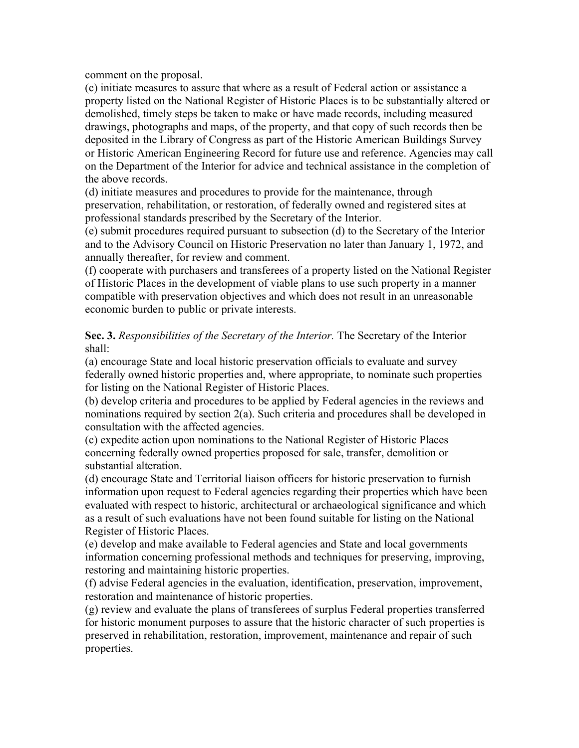comment on the proposal.

(c) initiate measures to assure that where as a result of Federal action or assistance a property listed on the National Register of Historic Places is to be substantially altered or demolished, timely steps be taken to make or have made records, including measured drawings, photographs and maps, of the property, and that copy of such records then be deposited in the Library of Congress as part of the Historic American Buildings Survey or Historic American Engineering Record for future use and reference. Agencies may call on the Department of the Interior for advice and technical assistance in the completion of the above records.

(d) initiate measures and procedures to provide for the maintenance, through preservation, rehabilitation, or restoration, of federally owned and registered sites at professional standards prescribed by the Secretary of the Interior.

(e) submit procedures required pursuant to subsection (d) to the Secretary of the Interior and to the Advisory Council on Historic Preservation no later than January 1, 1972, and annually thereafter, for review and comment.

(f) cooperate with purchasers and transferees of a property listed on the National Register of Historic Places in the development of viable plans to use such property in a manner compatible with preservation objectives and which does not result in an unreasonable economic burden to public or private interests.

**Sec. 3.** *Responsibilities of the Secretary of the Interior.* The Secretary of the Interior shall:

(a) encourage State and local historic preservation officials to evaluate and survey federally owned historic properties and, where appropriate, to nominate such properties for listing on the National Register of Historic Places.

(b) develop criteria and procedures to be applied by Federal agencies in the reviews and nominations required by section 2(a). Such criteria and procedures shall be developed in consultation with the affected agencies.

(c) expedite action upon nominations to the National Register of Historic Places concerning federally owned properties proposed for sale, transfer, demolition or substantial alteration.

(d) encourage State and Territorial liaison officers for historic preservation to furnish information upon request to Federal agencies regarding their properties which have been evaluated with respect to historic, architectural or archaeological significance and which as a result of such evaluations have not been found suitable for listing on the National Register of Historic Places.

(e) develop and make available to Federal agencies and State and local governments information concerning professional methods and techniques for preserving, improving, restoring and maintaining historic properties.

(f) advise Federal agencies in the evaluation, identification, preservation, improvement, restoration and maintenance of historic properties.

(g) review and evaluate the plans of transferees of surplus Federal properties transferred for historic monument purposes to assure that the historic character of such properties is preserved in rehabilitation, restoration, improvement, maintenance and repair of such properties.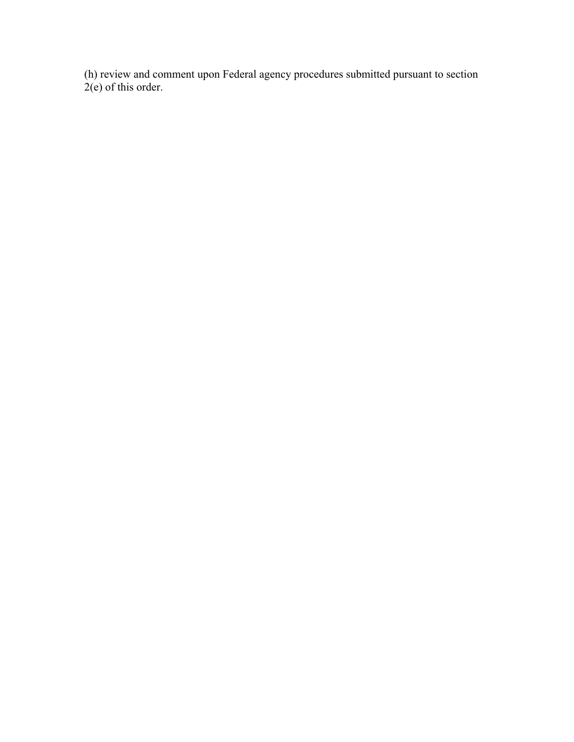(h) review and comment upon Federal agency procedures submitted pursuant to section 2(e) of this order.